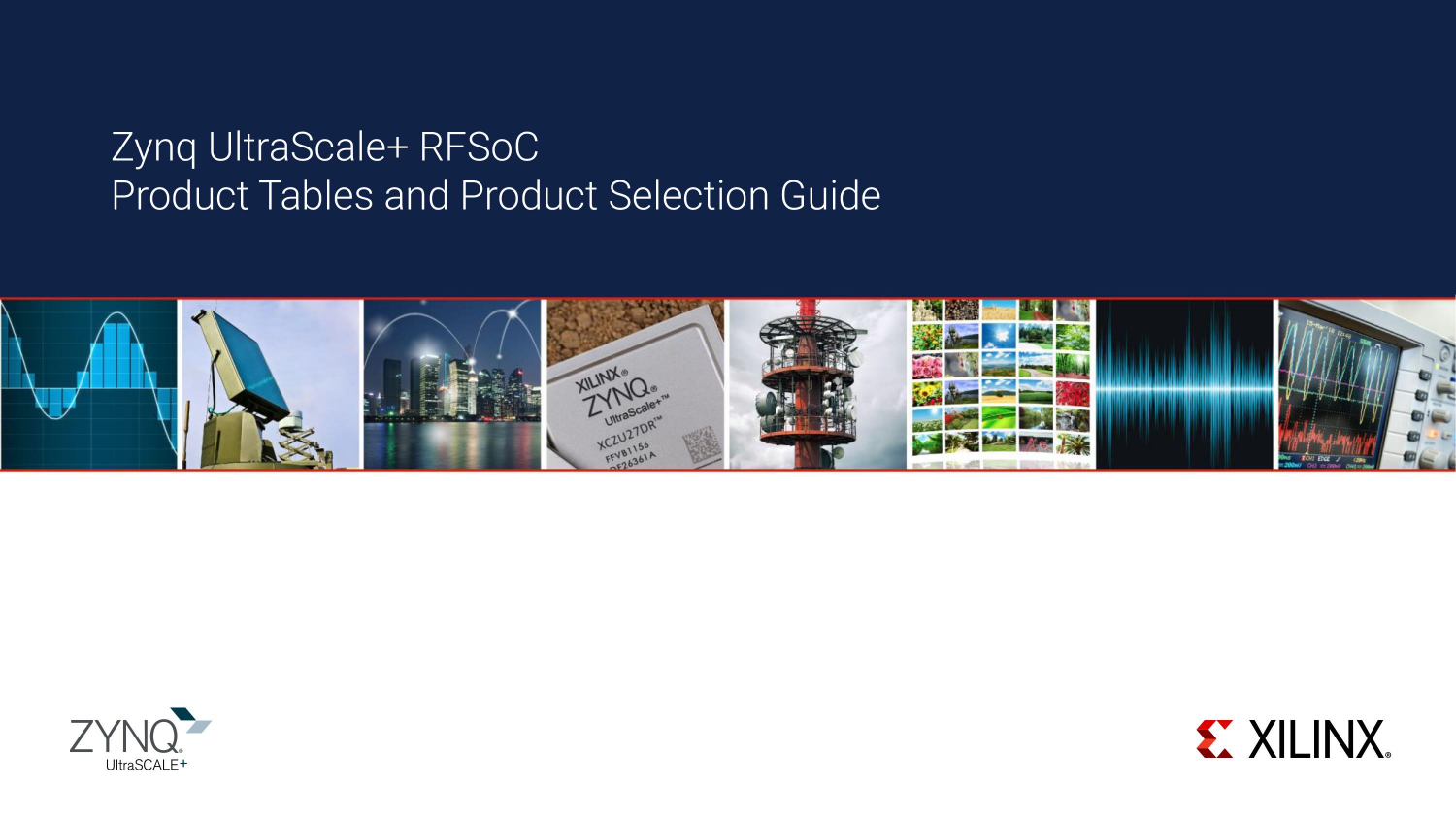# Zynq UltraScale+ RFSoC
# Product Tables and Product Selection Guide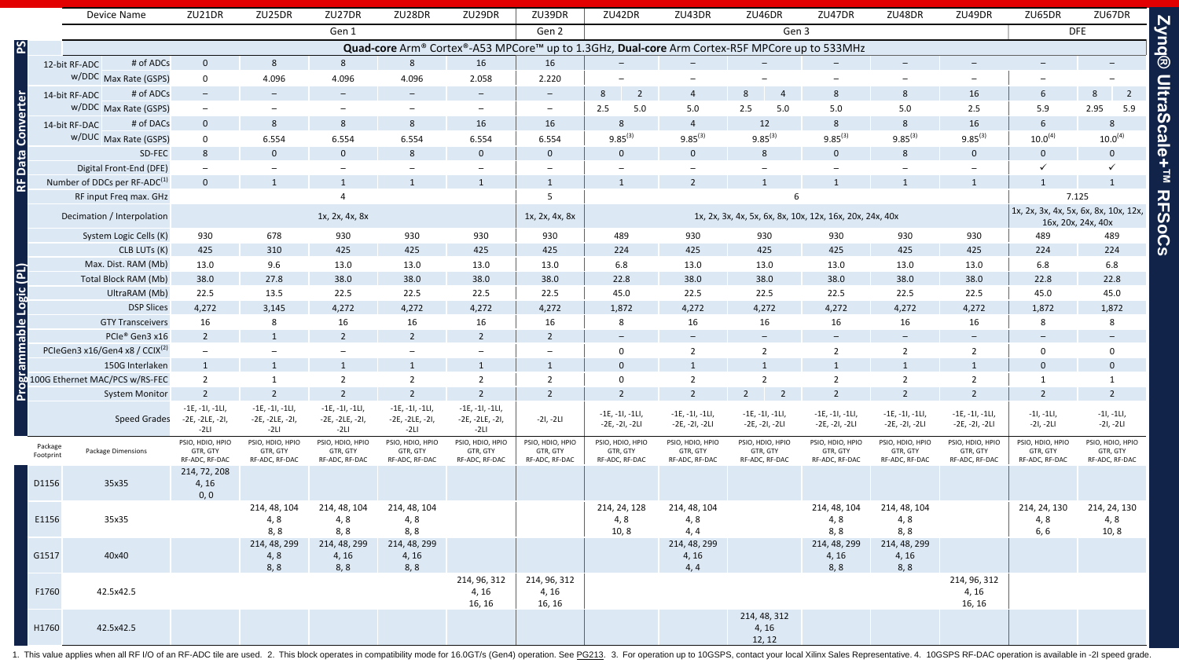# Zynq® UltraScale+™ RFSoCs

| | | Device Name | ZU21DR | ZU25DR | ZU27DR | ZU28DR | ZU29DR | ZU39DR | ZU42DR | ZU43DR | ZU46DR | ZU47DR | ZU48DR | ZU49DR | ZU65DR | ZU67DR |
|---|---|---|---|---|---|---|---|---|---|---|---|---|---|---|---|---|
| | | | Gen 1 | | | | | Gen 2 | Gen 3 | | | | | | DFE | |
| PS | | | **Quad-core** Arm® Cortex®-A53 MPCore™ up to 1.3GHz, **Dual-core** Arm Cortex-R5F MPCore up to 533MHz | | | | | | | | | | | | | |
| RF Data Converter | 12-bit RF-ADC w/DDC | # of ADCs | 0 | 8 | 8 | 8 | 16 | 16 | – | – | – | – | – | – | – | – |
| | | Max Rate (GSPS) | 0 | 4.096 | 4.096 | 4.096 | 2.058 | 2.220 | – | – | – | – | – | – | – | – |
| | 14-bit RF-ADC w/DDC | # of ADCs | – | – | – | – | – | – | 8, 2 | 4 | 8, 4 | 8 | 8 | 16 | 6 | 8, 2 |
| | | Max Rate (GSPS) | – | – | – | – | – | – | 2.5, 5.0 | 5.0 | 2.5, 5.0 | 5.0 | 5.0 | 2.5 | 5.9 | 2.95, 5.9 |
| | 14-bit RF-DAC w/DUC | # of DACs | 0 | 8 | 8 | 8 | 16 | 16 | 8 | 4 | 12 | 8 | 8 | 16 | 6 | 8 |
| | | Max Rate (GSPS) | 0 | 6.554 | 6.554 | 6.554 | 6.554 | 6.554 | 9.85[3] | 9.85[3] | 9.85[3] | 9.85[3] | 9.85[3] | 9.85[3] | 10.0[4] | 10.0[4] |
| | | SD-FEC | 8 | 0 | 0 | 8 | 0 | 0 | 0 | 0 | 8 | 0 | 8 | 0 | 0 | 0 |
| | | Digital Front-End (DFE) | – | – | – | – | – | – | – | – | – | – | – | – | ✓ | ✓ |
| | | Number of DDCs per RF-ADC[1] | 0 | 1 | 1 | 1 | 1 | 1 | 1 | 2 | 1 | 1 | 1 | 1 | 1 | 1 |
| | | RF input Freq max. GHz | 4 | | | | | 5 | 6 | | | | | | 7.125 | |
| | | Decimation / Interpolation | 1x, 2x, 4x, 8x | | | | | 1x, 2x, 4x, 8x | 1x, 2x, 3x, 4x, 5x, 6x, 8x, 10x, 12x, 16x, 20x, 24x, 40x | | | | | | 1x, 2x, 3x, 4x, 5x, 6x, 8x, 10x, 12x, 16x, 20x, 24x, 40x | |
| Programmable Logic (PL) | | System Logic Cells (K) | 930 | 678 | 930 | 930 | 930 | 930 | 489 | 930 | 930 | 930 | 930 | 930 | 489 | 489 |
| | | CLB LUTs (K) | 425 | 310 | 425 | 425 | 425 | 425 | 224 | 425 | 425 | 425 | 425 | 425 | 224 | 224 |
| | | Max. Dist. RAM (Mb) | 13.0 | 9.6 | 13.0 | 13.0 | 13.0 | 13.0 | 6.8 | 13.0 | 13.0 | 13.0 | 13.0 | 13.0 | 6.8 | 6.8 |
| | | Total Block RAM (Mb) | 38.0 | 27.8 | 38.0 | 38.0 | 38.0 | 38.0 | 22.8 | 38.0 | 38.0 | 38.0 | 38.0 | 38.0 | 22.8 | 22.8 |
| | | UltraRAM (Mb) | 22.5 | 13.5 | 22.5 | 22.5 | 22.5 | 22.5 | 45.0 | 22.5 | 22.5 | 22.5 | 22.5 | 22.5 | 45.0 | 45.0 |
| | | DSP Slices | 4,272 | 3,145 | 4,272 | 4,272 | 4,272 | 4,272 | 1,872 | 4,272 | 4,272 | 4,272 | 4,272 | 4,272 | 1,872 | 1,872 |
| | | GTY Transceivers | 16 | 8 | 16 | 16 | 16 | 16 | 8 | 16 | 16 | 16 | 16 | 16 | 8 | 8 |
| | | PCIe® Gen3 x16 | 2 | 1 | 2 | 2 | 2 | 2 | – | – | – | – | – | – | – | – |
| | | PCIeGen3 x16/Gen4 x8 / CCIX[2] | – | – | – | – | – | – | 0 | 2 | 2 | 2 | 2 | 2 | 0 | 0 |
| | | 150G Interlaken | 1 | 1 | 1 | 1 | 1 | 1 | 0 | 1 | 1 | 1 | 1 | 1 | 0 | 0 |
| | | 100G Ethernet MAC/PCS w/RS-FEC | 2 | 1 | 2 | 2 | 2 | 2 | 0 | 2 | 2 | 2 | 2 | 2 | 1 | 1 |
| | | System Monitor | 2 | 2 | 2 | 2 | 2 | 2 | 2 | 2 | 2, 2 | 2 | 2 | 2 | 2 | 2 |
| | | Speed Grades | -1E, -1I, -1LI, -2E, -2LE, -2I, -2LI | -1E, -1I, -1LI, -2E, -2LE, -2I, -2LI | -1E, -1I, -1LI, -2E, -2LE, -2I, -2LI | -1E, -1I, -1LI, -2E, -2LE, -2I, -2LI | -1E, -1I, -1LI, -2E, -2LE, -2I, -2LI | -2I, -2LI | -1E, -1I, -1LI, -2E, -2I, -2LI | -1E, -1I, -1LI, -2E, -2I, -2LI | -1E, -1I, -1LI, -2E, -2I, -2LI | -1E, -1I, -1LI, -2E, -2I, -2LI | -1E, -1I, -1LI, -2E, -2I, -2LI | -1E, -1I, -1LI, -2E, -2I, -2LI | -1I, -1LI, -2I, -2LI | -1I, -1LI, -2I, -2LI |
| Package Footprint | | Package Dimensions | PSIO, HDIO, HPIO GTR, GTY RF-ADC, RF-DAC | PSIO, HDIO, HPIO GTR, GTY RF-ADC, RF-DAC | PSIO, HDIO, HPIO GTR, GTY RF-ADC, RF-DAC | PSIO, HDIO, HPIO GTR, GTY RF-ADC, RF-DAC | PSIO, HDIO, HPIO GTR, GTY RF-ADC, RF-DAC | PSIO, HDIO, HPIO GTR, GTY RF-ADC, RF-DAC | PSIO, HDIO, HPIO GTR, GTY RF-ADC, RF-DAC | PSIO, HDIO, HPIO GTR, GTY RF-ADC, RF-DAC | PSIO, HDIO, HPIO GTR, GTY RF-ADC, RF-DAC | PSIO, HDIO, HPIO GTR, GTY RF-ADC, RF-DAC | PSIO, HDIO, HPIO GTR, GTY RF-ADC, RF-DAC | PSIO, HDIO, HPIO GTR, GTY RF-ADC, RF-DAC | PSIO, HDIO, HPIO GTR, GTY RF-ADC, RF-DAC | PSIO, HDIO, HPIO GTR, GTY RF-ADC, RF-DAC |
| D1156 | | 35x35 | 214, 72, 208 4, 16 0, 0 | | | | | | | | | | | | | |
| E1156 | | 35x35 | | 214, 48, 104 4, 8 8, 8 | 214, 48, 104 4, 8 8, 8 | 214, 48, 104 4, 8 8, 8 | | | 214, 24, 128 4, 8 10, 8 | 214, 48, 104 4, 8 4, 4 | | 214, 48, 104 4, 8 8, 8 | 214, 48, 104 4, 8 8, 8 | | 214, 24, 130 4, 8 6, 6 | 214, 24, 130 4, 8 10, 8 |
| G1517 | | 40x40 | | 214, 48, 299 4, 8 8, 8 | 214, 48, 299 4, 16 8, 8 | 214, 48, 299 4, 16 8, 8 | | | | 214, 48, 299 4, 16 4, 4 | | 214, 48, 299 4, 16 8, 8 | 214, 48, 299 4, 16 8, 8 | | | |
| F1760 | | 42.5x42.5 | | | | | 214, 96, 312 4, 16 16, 16 | 214, 96, 312 4, 16 16, 16 | | | | | | 214, 96, 312 4, 16 16, 16 | | |
| H1760 | | 42.5x42.5 | | | | | | | | | 214, 48, 312 4, 16 12, 12 | | | | | |

1. This value applies when all RF I/O of an RF-ADC tile are used. 2. This block operates in compatibility mode for 16.0GT/s (Gen4) operation. See PG213. 3. For operation up to 10GSPS, contact your local Xilinx Sales Representative. 4. 10GSPS RF-DAC operation is available in -2I speed grade.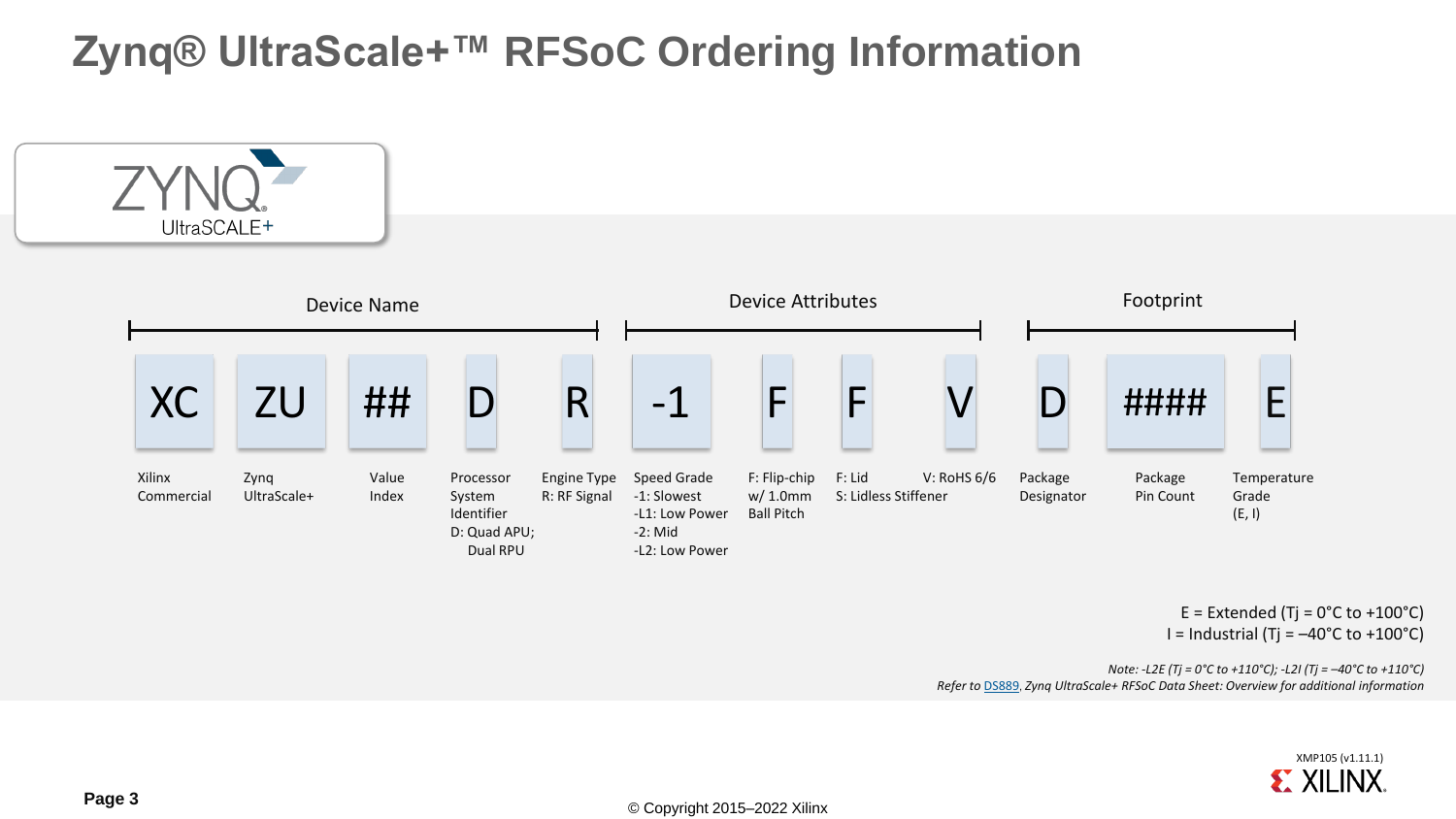# Zynq® UltraScale+™ RFSoC Ordering Information

ZYNQ® UltraSCALE+

| Device Name | | | | | Device Attributes | | | | Footprint | | |
|---|---|---|---|---|---|---|---|---|---|---|---|
| XC | ZU | ## | D | R | -1 | F | F | V | D | #### | E |
| Xilinx Commercial | Zynq UltraScale+ | Value Index | Processor System Identifier<br>D: Quad APU; Dual RPU | Engine Type<br>R: RF Signal | Speed Grade<br>-1: Slowest<br>-L1: Low Power<br>-2: Mid<br>-L2: Low Power | F: Flip-chip w/ 1.0mm Ball Pitch | F: Lid<br>S: Lidless Stiffener | V: RoHS 6/6 | Package Designator | Package Pin Count | Temperature Grade (E, I) |

E = Extended (Tj = 0°C to +100°C)
I = Industrial (Tj = –40°C to +100°C)

*Note: -L2E (Tj = 0°C to +110°C); -L2I (Tj = –40°C to +110°C)*
*Refer to DS889, Zynq UltraScale+ RFSoC Data Sheet: Overview for additional information*

XMP105 (v1.11.1)

© Copyright 2015–2022 Xilinx